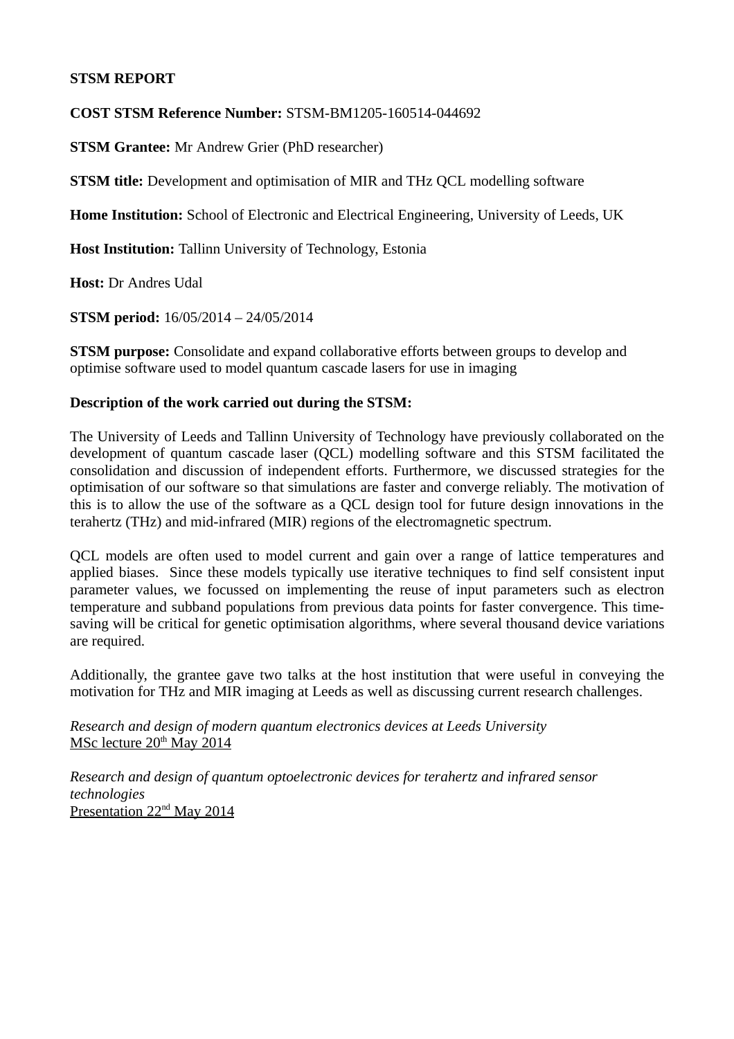**STSM REPORT**

**COST STSM Reference Number:** STSM-BM1205-160514-044692

**STSM Grantee:** Mr Andrew Grier (PhD researcher)

**STSM title:** Development and optimisation of MIR and THz QCL modelling software

**Home Institution:** School of Electronic and Electrical Engineering, University of Leeds, UK

**Host Institution:** Tallinn University of Technology, Estonia

**Host:** Dr Andres Udal

**STSM period:** 16/05/2014 – 24/05/2014

**STSM purpose:** Consolidate and expand collaborative efforts between groups to develop and optimise software used to model quantum cascade lasers for use in imaging

**Description of the work carried out during the STSM:**

The University of Leeds and Tallinn University of Technology have previously collaborated on the development of quantum cascade laser (QCL) modelling software and this STSM facilitated the consolidation and discussion of independent efforts. Furthermore, we discussed strategies for the optimisation of our software so that simulations are faster and converge reliably. The motivation of this is to allow the use of the software as a QCL design tool for future design innovations in the terahertz (THz) and mid-infrared (MIR) regions of the electromagnetic spectrum.

QCL models are often used to model current and gain over a range of lattice temperatures and applied biases. Since these models typically use iterative techniques to find self consistent input parameter values, we focussed on implementing the reuse of input parameters such as electron temperature and subband populations from previous data points for faster convergence. This time-saving will be critical for genetic optimisation algorithms, where several thousand device variations are required.

Additionally, the grantee gave two talks at the host institution that were useful in conveying the motivation for THz and MIR imaging at Leeds as well as discussing current research challenges.

*Research and design of modern quantum electronics devices at Leeds University*
MSc lecture 20th May 2014

*Research and design of quantum optoelectronic devices for terahertz and infrared sensor technologies*
Presentation 22nd May 2014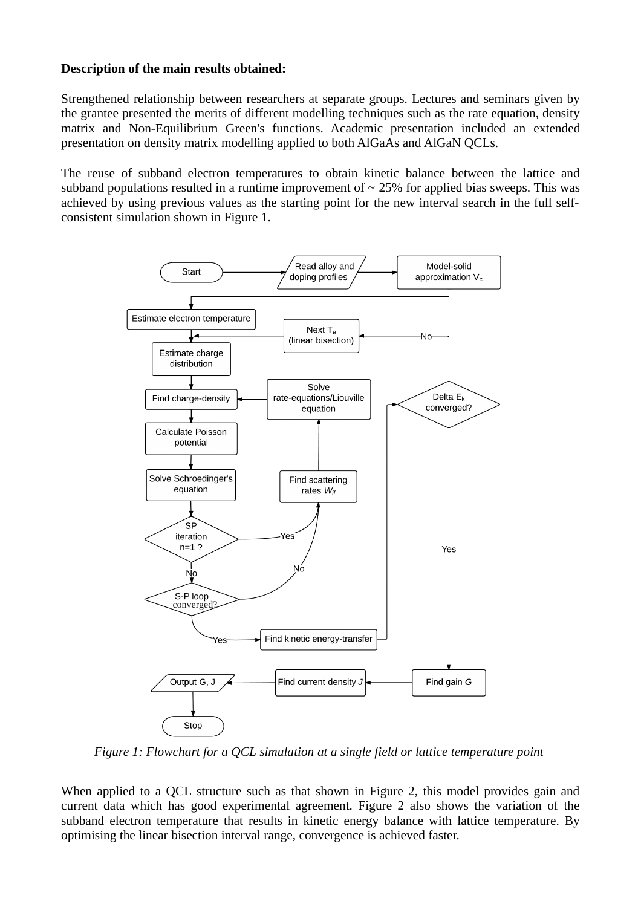**Description of the main results obtained:**

Strengthened relationship between researchers at separate groups. Lectures and seminars given by the grantee presented the merits of different modelling techniques such as the rate equation, density matrix and Non-Equilibrium Green's functions. Academic presentation included an extended presentation on density matrix modelling applied to both AlGaAs and AlGaN QCLs.

The reuse of subband electron temperatures to obtain kinetic balance between the lattice and subband populations resulted in a runtime improvement of ~ 25% for applied bias sweeps. This was achieved by using previous values as the starting point for the new interval search in the full self-consistent simulation shown in Figure 1.

*Figure 1: Flowchart for a QCL simulation at a single field or lattice temperature point*

When applied to a QCL structure such as that shown in Figure 2, this model provides gain and current data which has good experimental agreement. Figure 2 also shows the variation of the subband electron temperature that results in kinetic energy balance with lattice temperature. By optimising the linear bisection interval range, convergence is achieved faster.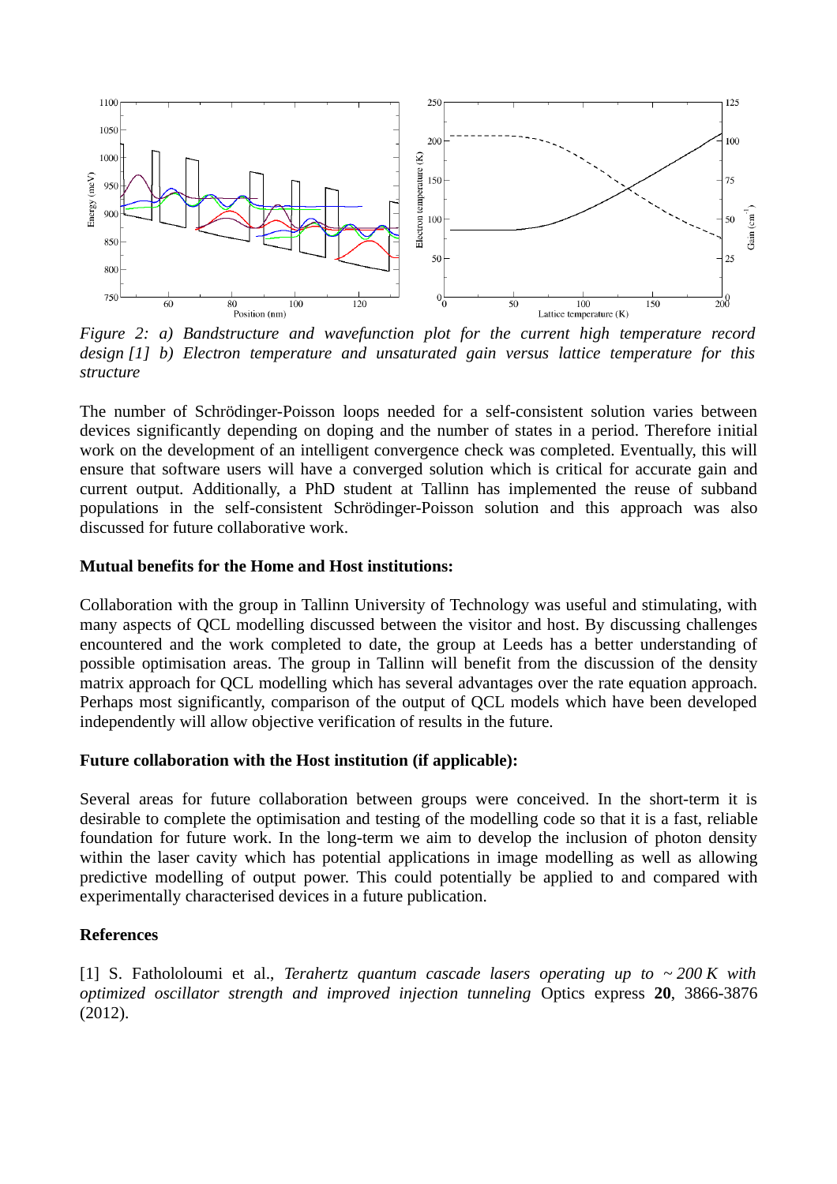1100
1050
1000
950
900
850
800
750
Energy (meV)
60
80
100
120
Position (nm)

250
200
150
100
50
0
Electron temperature (K)
0
50
100
150
200
Lattice temperature (K)
125
100
75
50
25
0
Gain (cm$^{-1}$)

*Figure 2: a) Bandstructure and wavefunction plot for the current high temperature record design [1] b) Electron temperature and unsaturated gain versus lattice temperature for this structure*

The number of Schrödinger-Poisson loops needed for a self-consistent solution varies between devices significantly depending on doping and the number of states in a period. Therefore initial work on the development of an intelligent convergence check was completed. Eventually, this will ensure that software users will have a converged solution which is critical for accurate gain and current output. Additionally, a PhD student at Tallinn has implemented the reuse of subband populations in the self-consistent Schrödinger-Poisson solution and this approach was also discussed for future collaborative work.

**Mutual benefits for the Home and Host institutions:**

Collaboration with the group in Tallinn University of Technology was useful and stimulating, with many aspects of QCL modelling discussed between the visitor and host. By discussing challenges encountered and the work completed to date, the group at Leeds has a better understanding of possible optimisation areas. The group in Tallinn will benefit from the discussion of the density matrix approach for QCL modelling which has several advantages over the rate equation approach. Perhaps most significantly, comparison of the output of QCL models which have been developed independently will allow objective verification of results in the future.

**Future collaboration with the Host institution (if applicable):**

Several areas for future collaboration between groups were conceived. In the short-term it is desirable to complete the optimisation and testing of the modelling code so that it is a fast, reliable foundation for future work. In the long-term we aim to develop the inclusion of photon density within the laser cavity which has potential applications in image modelling as well as allowing predictive modelling of output power. This could potentially be applied to and compared with experimentally characterised devices in a future publication.

**References**

[1] S. Fathololoumi et al., *Terahertz quantum cascade lasers operating up to ~ 200 K with optimized oscillator strength and improved injection tunneling* Optics express **20**, 3866-3876 (2012).